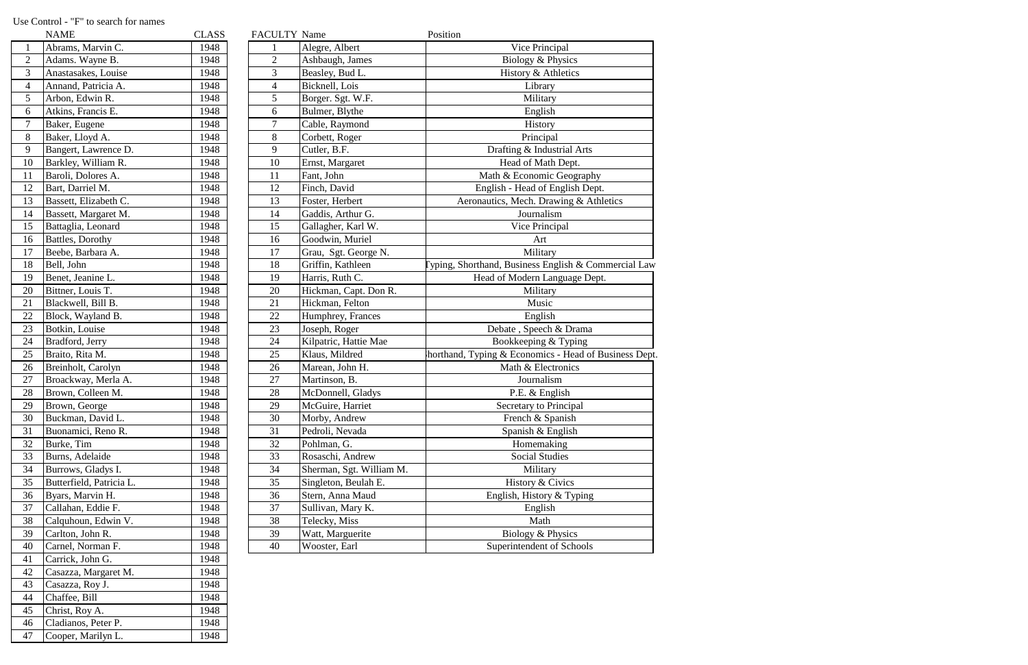Use Control - "F" to search for names

|  | NAME | CLASS |
|---|---|---|
| 1 | Abrams, Marvin C. | 1948 |
| 2 | Adams. Wayne B. | 1948 |
| 3 | Anastasakes, Louise | 1948 |
| 4 | Annand, Patricia A. | 1948 |
| 5 | Arbon, Edwin R. | 1948 |
| 6 | Atkins, Francis E. | 1948 |
| 7 | Baker, Eugene | 1948 |
| 8 | Baker, Lloyd A. | 1948 |
| 9 | Bangert, Lawrence D. | 1948 |
| 10 | Barkley, William R. | 1948 |
| 11 | Baroli, Dolores A. | 1948 |
| 12 | Bart, Darriel M. | 1948 |
| 13 | Bassett, Elizabeth C. | 1948 |
| 14 | Bassett, Margaret M. | 1948 |
| 15 | Battaglia, Leonard | 1948 |
| 16 | Battles, Dorothy | 1948 |
| 17 | Beebe, Barbara A. | 1948 |
| 18 | Bell, John | 1948 |
| 19 | Benet, Jeanine L. | 1948 |
| 20 | Bittner, Louis T. | 1948 |
| 21 | Blackwell, Bill B. | 1948 |
| 22 | Block, Wayland B. | 1948 |
| 23 | Botkin, Louise | 1948 |
| 24 | Bradford, Jerry | 1948 |
| 25 | Braito, Rita M. | 1948 |
| 26 | Breinholt, Carolyn | 1948 |
| 27 | Broackway, Merla A. | 1948 |
| 28 | Brown, Colleen M. | 1948 |
| 29 | Brown, George | 1948 |
| 30 | Buckman, David L. | 1948 |
| 31 | Buonamici, Reno R. | 1948 |
| 32 | Burke, Tim | 1948 |
| 33 | Burns, Adelaide | 1948 |
| 34 | Burrows, Gladys I. | 1948 |
| 35 | Butterfield, Patricia L. | 1948 |
| 36 | Byars, Marvin H. | 1948 |
| 37 | Callahan, Eddie F. | 1948 |
| 38 | Calquhoun, Edwin V. | 1948 |
| 39 | Carlton, John R. | 1948 |
| 40 | Carnel, Norman F. | 1948 |
| 41 | Carrick, John G. | 1948 |
| 42 | Casazza, Margaret M. | 1948 |
| 43 | Casazza, Roy J. | 1948 |
| 44 | Chaffee, Bill | 1948 |
| 45 | Christ, Roy A. | 1948 |
| 46 | Cladianos, Peter P. | 1948 |
| 47 | Cooper, Marilyn L. | 1948 |

| FACULTY | Name | Position |
|---|---|---|
| 1 | Alegre, Albert | Vice Principal |
| 2 | Ashbaugh, James | Biology & Physics |
| 3 | Beasley, Bud L. | History & Athletics |
| 4 | Bicknell, Lois | Library |
| 5 | Borger. Sgt. W.F. | Military |
| 6 | Bulmer, Blythe | English |
| 7 | Cable, Raymond | History |
| 8 | Corbett, Roger | Principal |
| 9 | Cutler, B.F. | Drafting & Industrial Arts |
| 10 | Ernst, Margaret | Head of Math Dept. |
| 11 | Fant, John | Math & Economic Geography |
| 12 | Finch, David | English - Head of English Dept. |
| 13 | Foster, Herbert | Aeronautics, Mech. Drawing & Athletics |
| 14 | Gaddis, Arthur G. | Journalism |
| 15 | Gallagher, Karl W. | Vice Principal |
| 16 | Goodwin, Muriel | Art |
| 17 | Grau, Sgt. George N. | Military |
| 18 | Griffin, Kathleen | Typing, Shorthand, Business English & Commercial Law |
| 19 | Harris, Ruth C. | Head of Modern Language Dept. |
| 20 | Hickman, Capt. Don R. | Military |
| 21 | Hickman, Felton | Music |
| 22 | Humphrey, Frances | English |
| 23 | Joseph, Roger | Debate , Speech & Drama |
| 24 | Kilpatric, Hattie Mae | Bookkeeping & Typing |
| 25 | Klaus, Mildred | Shorthand, Typing & Economics - Head of Business Dept. |
| 26 | Marean, John H. | Math & Electronics |
| 27 | Martinson, B. | Journalism |
| 28 | McDonnell, Gladys | P.E. & English |
| 29 | McGuire, Harriet | Secretary to Principal |
| 30 | Morby, Andrew | French & Spanish |
| 31 | Pedroli, Nevada | Spanish & English |
| 32 | Pohlman, G. | Homemaking |
| 33 | Rosaschi, Andrew | Social Studies |
| 34 | Sherman, Sgt. William M. | Military |
| 35 | Singleton, Beulah E. | History & Civics |
| 36 | Stern, Anna Maud | English, History & Typing |
| 37 | Sullivan, Mary K. | English |
| 38 | Telecky, Miss | Math |
| 39 | Watt, Marguerite | Biology & Physics |
| 40 | Wooster, Earl | Superintendent of Schools |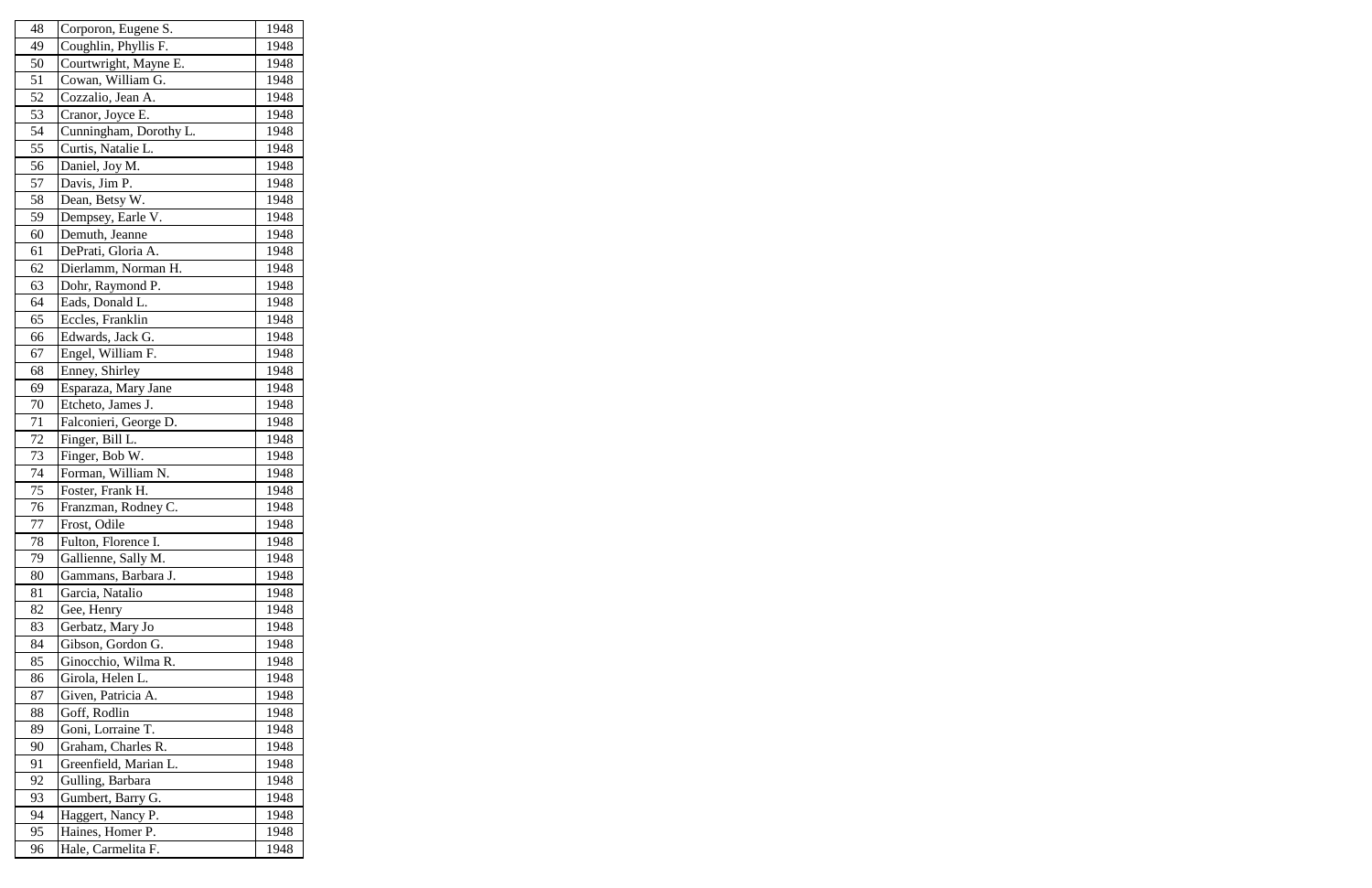| 48 | Corporon, Eugene S. | 1948 |
|---|---|---|
| 49 | Coughlin, Phyllis F. | 1948 |
| 50 | Courtwright, Mayne E. | 1948 |
| 51 | Cowan, William G. | 1948 |
| 52 | Cozzalio, Jean A. | 1948 |
| 53 | Cranor, Joyce E. | 1948 |
| 54 | Cunningham, Dorothy L. | 1948 |
| 55 | Curtis, Natalie L. | 1948 |
| 56 | Daniel, Joy M. | 1948 |
| 57 | Davis, Jim P. | 1948 |
| 58 | Dean, Betsy W. | 1948 |
| 59 | Dempsey, Earle V. | 1948 |
| 60 | Demuth, Jeanne | 1948 |
| 61 | DePrati, Gloria A. | 1948 |
| 62 | Dierlamm, Norman H. | 1948 |
| 63 | Dohr, Raymond P. | 1948 |
| 64 | Eads, Donald L. | 1948 |
| 65 | Eccles, Franklin | 1948 |
| 66 | Edwards, Jack G. | 1948 |
| 67 | Engel, William F. | 1948 |
| 68 | Enney, Shirley | 1948 |
| 69 | Esparaza, Mary Jane | 1948 |
| 70 | Etcheto, James J. | 1948 |
| 71 | Falconieri, George D. | 1948 |
| 72 | Finger, Bill L. | 1948 |
| 73 | Finger, Bob W. | 1948 |
| 74 | Forman, William N. | 1948 |
| 75 | Foster, Frank H. | 1948 |
| 76 | Franzman, Rodney C. | 1948 |
| 77 | Frost, Odile | 1948 |
| 78 | Fulton, Florence I. | 1948 |
| 79 | Gallienne, Sally M. | 1948 |
| 80 | Gammans, Barbara J. | 1948 |
| 81 | Garcia, Natalio | 1948 |
| 82 | Gee, Henry | 1948 |
| 83 | Gerbatz, Mary Jo | 1948 |
| 84 | Gibson, Gordon G. | 1948 |
| 85 | Ginocchio, Wilma R. | 1948 |
| 86 | Girola, Helen L. | 1948 |
| 87 | Given, Patricia A. | 1948 |
| 88 | Goff, Rodlin | 1948 |
| 89 | Goni, Lorraine T. | 1948 |
| 90 | Graham, Charles R. | 1948 |
| 91 | Greenfield, Marian L. | 1948 |
| 92 | Gulling, Barbara | 1948 |
| 93 | Gumbert, Barry G. | 1948 |
| 94 | Haggert, Nancy P. | 1948 |
| 95 | Haines, Homer P. | 1948 |
| 96 | Hale, Carmelita F. | 1948 |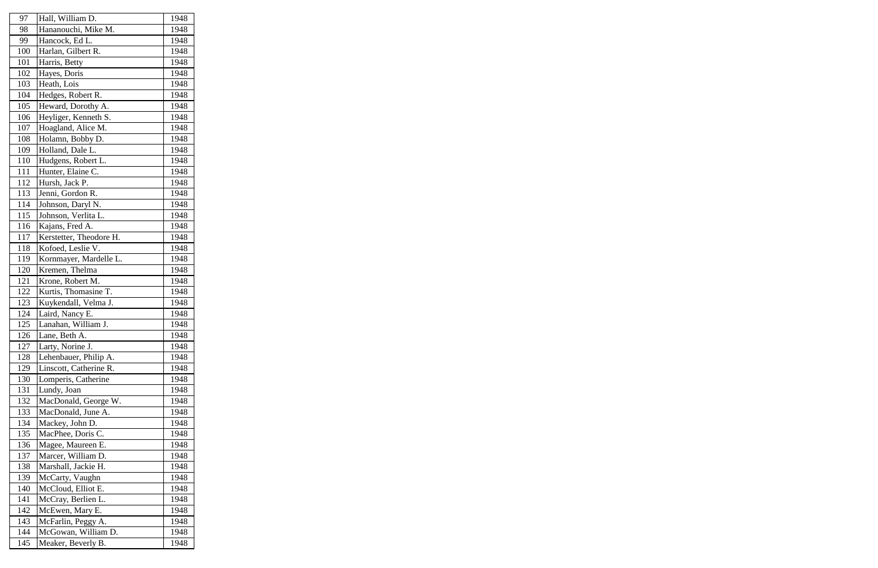| 97 | Hall, William D. | 1948 |
|---|---|---|
| 98 | Hananouchi, Mike M. | 1948 |
| 99 | Hancock, Ed L. | 1948 |
| 100 | Harlan, Gilbert R. | 1948 |
| 101 | Harris, Betty | 1948 |
| 102 | Hayes, Doris | 1948 |
| 103 | Heath, Lois | 1948 |
| 104 | Hedges, Robert R. | 1948 |
| 105 | Heward, Dorothy A. | 1948 |
| 106 | Heyliger, Kenneth S. | 1948 |
| 107 | Hoagland, Alice M. | 1948 |
| 108 | Holamn, Bobby D. | 1948 |
| 109 | Holland, Dale L. | 1948 |
| 110 | Hudgens, Robert L. | 1948 |
| 111 | Hunter, Elaine C. | 1948 |
| 112 | Hursh, Jack P. | 1948 |
| 113 | Jenni, Gordon R. | 1948 |
| 114 | Johnson, Daryl N. | 1948 |
| 115 | Johnson, Verlita L. | 1948 |
| 116 | Kajans, Fred A. | 1948 |
| 117 | Kerstetter, Theodore H. | 1948 |
| 118 | Kofoed, Leslie V. | 1948 |
| 119 | Kornmayer, Mardelle L. | 1948 |
| 120 | Kremen, Thelma | 1948 |
| 121 | Krone, Robert M. | 1948 |
| 122 | Kurtis, Thomasine T. | 1948 |
| 123 | Kuykendall, Velma J. | 1948 |
| 124 | Laird, Nancy E. | 1948 |
| 125 | Lanahan, William J. | 1948 |
| 126 | Lane, Beth A. | 1948 |
| 127 | Larty, Norine J. | 1948 |
| 128 | Lehenbauer, Philip A. | 1948 |
| 129 | Linscott, Catherine R. | 1948 |
| 130 | Lomperis, Catherine | 1948 |
| 131 | Lundy, Joan | 1948 |
| 132 | MacDonald, George W. | 1948 |
| 133 | MacDonald, June A. | 1948 |
| 134 | Mackey, John D. | 1948 |
| 135 | MacPhee, Doris C. | 1948 |
| 136 | Magee, Maureen E. | 1948 |
| 137 | Marcer, William D. | 1948 |
| 138 | Marshall, Jackie H. | 1948 |
| 139 | McCarty, Vaughn | 1948 |
| 140 | McCloud, Elliot E. | 1948 |
| 141 | McCray, Berlien L. | 1948 |
| 142 | McEwen, Mary E. | 1948 |
| 143 | McFarlin, Peggy A. | 1948 |
| 144 | McGowan, William D. | 1948 |
| 145 | Meaker, Beverly B. | 1948 |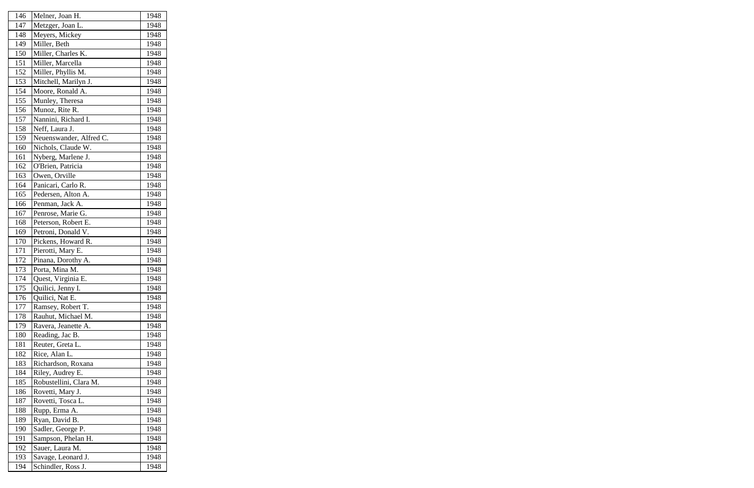| | | |
|---|---|---|
| 146 | Melner, Joan H. | 1948 |
| 147 | Metzger, Joan L. | 1948 |
| 148 | Meyers, Mickey | 1948 |
| 149 | Miller, Beth | 1948 |
| 150 | Miller, Charles K. | 1948 |
| 151 | Miller, Marcella | 1948 |
| 152 | Miller, Phyllis M. | 1948 |
| 153 | Mitchell, Marilyn J. | 1948 |
| 154 | Moore, Ronald A. | 1948 |
| 155 | Munley, Theresa | 1948 |
| 156 | Munoz, Rite R. | 1948 |
| 157 | Nannini, Richard I. | 1948 |
| 158 | Neff, Laura J. | 1948 |
| 159 | Neuenswander, Alfred C. | 1948 |
| 160 | Nichols, Claude W. | 1948 |
| 161 | Nyberg, Marlene J. | 1948 |
| 162 | O'Brien, Patricia | 1948 |
| 163 | Owen, Orville | 1948 |
| 164 | Panicari, Carlo R. | 1948 |
| 165 | Pedersen, Alton A. | 1948 |
| 166 | Penman, Jack A. | 1948 |
| 167 | Penrose, Marie G. | 1948 |
| 168 | Peterson, Robert E. | 1948 |
| 169 | Petroni, Donald V. | 1948 |
| 170 | Pickens, Howard R. | 1948 |
| 171 | Pierotti, Mary E. | 1948 |
| 172 | Pinana, Dorothy A. | 1948 |
| 173 | Porta, Mina M. | 1948 |
| 174 | Quest, Virginia E. | 1948 |
| 175 | Quilici, Jenny I. | 1948 |
| 176 | Quilici, Nat E. | 1948 |
| 177 | Ramsey, Robert T. | 1948 |
| 178 | Rauhut, Michael M. | 1948 |
| 179 | Ravera, Jeanette A. | 1948 |
| 180 | Reading, Jac B. | 1948 |
| 181 | Reuter, Greta L. | 1948 |
| 182 | Rice, Alan L. | 1948 |
| 183 | Richardson, Roxana | 1948 |
| 184 | Riley, Audrey E. | 1948 |
| 185 | Robustellini, Clara M. | 1948 |
| 186 | Rovetti, Mary J. | 1948 |
| 187 | Rovetti, Tosca L. | 1948 |
| 188 | Rupp, Erma A. | 1948 |
| 189 | Ryan, David B. | 1948 |
| 190 | Sadler, George P. | 1948 |
| 191 | Sampson, Phelan H. | 1948 |
| 192 | Sauer, Laura M. | 1948 |
| 193 | Savage, Leonard J. | 1948 |
| 194 | Schindler, Ross J. | 1948 |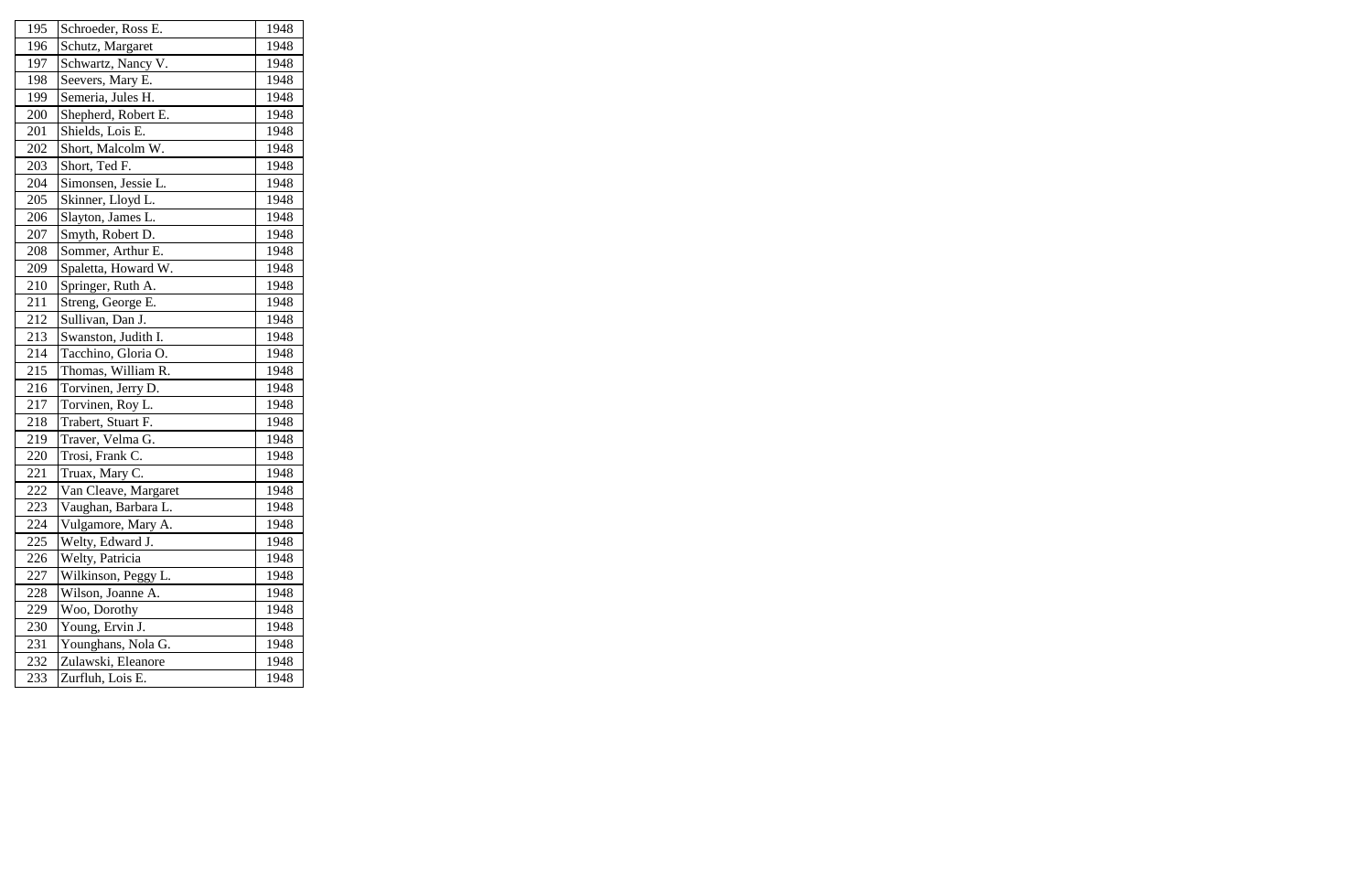| | | |
|---|---|---|
| 195 | Schroeder, Ross E. | 1948 |
| 196 | Schutz, Margaret | 1948 |
| 197 | Schwartz, Nancy V. | 1948 |
| 198 | Seevers, Mary E. | 1948 |
| 199 | Semeria, Jules H. | 1948 |
| 200 | Shepherd, Robert E. | 1948 |
| 201 | Shields, Lois E. | 1948 |
| 202 | Short, Malcolm W. | 1948 |
| 203 | Short, Ted F. | 1948 |
| 204 | Simonsen, Jessie L. | 1948 |
| 205 | Skinner, Lloyd L. | 1948 |
| 206 | Slayton, James L. | 1948 |
| 207 | Smyth, Robert D. | 1948 |
| 208 | Sommer, Arthur E. | 1948 |
| 209 | Spaletta, Howard W. | 1948 |
| 210 | Springer, Ruth A. | 1948 |
| 211 | Streng, George E. | 1948 |
| 212 | Sullivan, Dan J. | 1948 |
| 213 | Swanston, Judith I. | 1948 |
| 214 | Tacchino, Gloria O. | 1948 |
| 215 | Thomas, William R. | 1948 |
| 216 | Torvinen, Jerry D. | 1948 |
| 217 | Torvinen, Roy L. | 1948 |
| 218 | Trabert, Stuart F. | 1948 |
| 219 | Traver, Velma G. | 1948 |
| 220 | Trosi, Frank C. | 1948 |
| 221 | Truax, Mary C. | 1948 |
| 222 | Van Cleave, Margaret | 1948 |
| 223 | Vaughan, Barbara L. | 1948 |
| 224 | Vulgamore, Mary A. | 1948 |
| 225 | Welty, Edward J. | 1948 |
| 226 | Welty, Patricia | 1948 |
| 227 | Wilkinson, Peggy L. | 1948 |
| 228 | Wilson, Joanne A. | 1948 |
| 229 | Woo, Dorothy | 1948 |
| 230 | Young, Ervin J. | 1948 |
| 231 | Younghans, Nola G. | 1948 |
| 232 | Zulawski, Eleanore | 1948 |
| 233 | Zurfluh, Lois E. | 1948 |